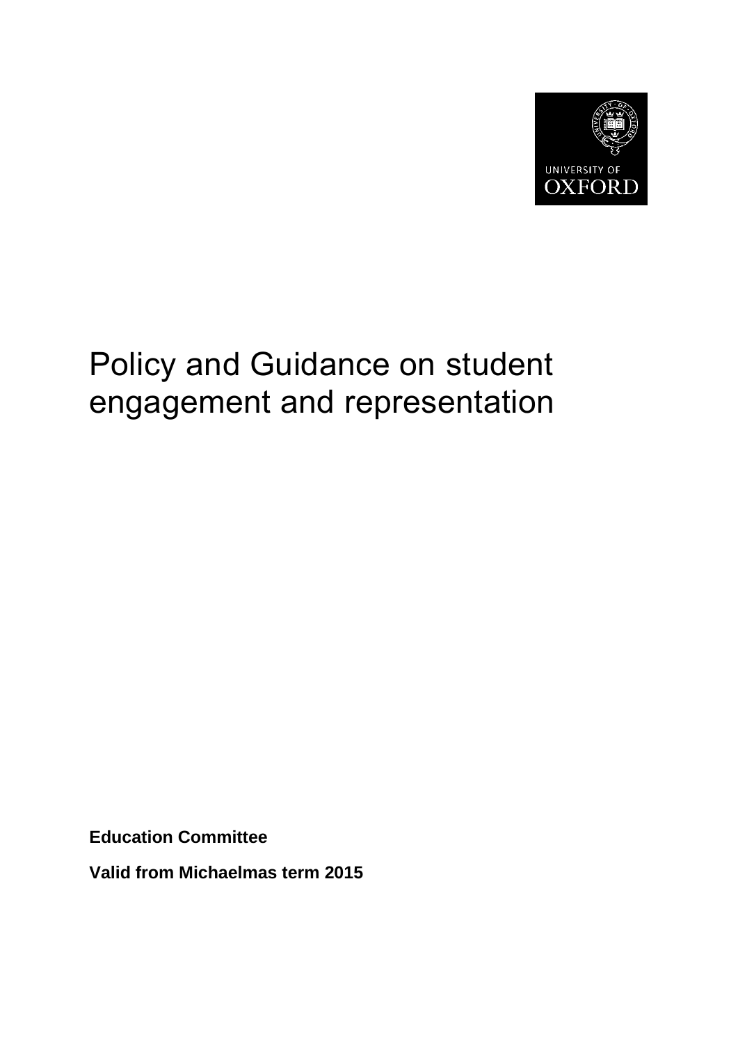UNIVERSITY OF OXFORD

# Policy and Guidance on student engagement and representation

**Education Committee**

**Valid from Michaelmas term 2015**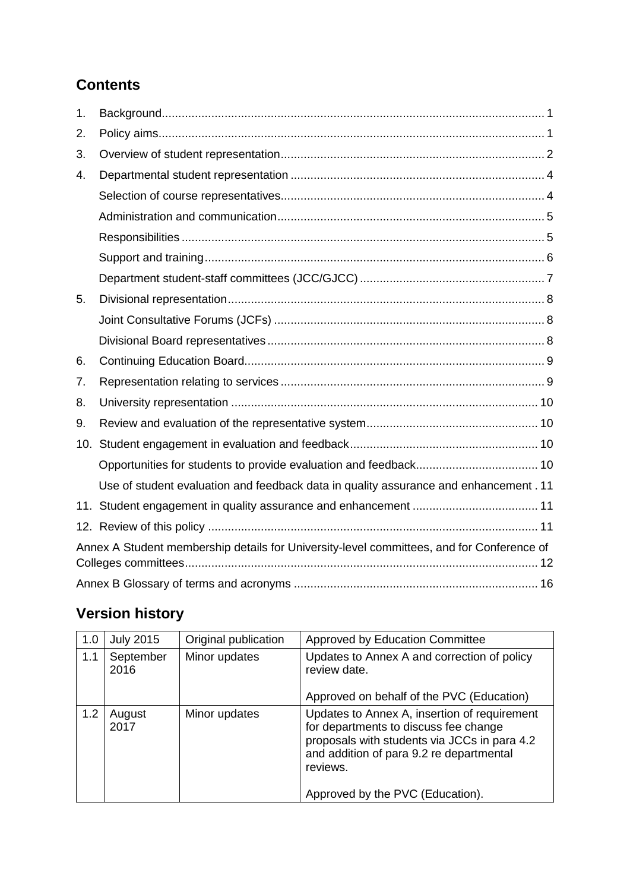## Contents

1. Background ..................................................................................................................... 1
2. Policy aims ..................................................................................................................... 1
3. Overview of student representation ................................................................................ 2
4. Departmental student representation ............................................................................. 4
   - Selection of course representatives ................................................................................ 4
   - Administration and communication ................................................................................. 5
   - Responsibilities .............................................................................................................. 5
   - Support and training ....................................................................................................... 6
   - Department student-staff committees (JCC/GJCC) ........................................................ 7
5. Divisional representation ................................................................................................. 8
   - Joint Consultative Forums (JCFs) .................................................................................. 8
   - Divisional Board representatives .................................................................................... 8
6. Continuing Education Board ............................................................................................ 9
7. Representation relating to services ................................................................................. 9
8. University representation .............................................................................................. 10
9. Review and evaluation of the representative system .................................................... 10
10. Student engagement in evaluation and feedback ........................................................ 10
    - Opportunities for students to provide evaluation and feedback ..................................... 10
    - Use of student evaluation and feedback data in quality assurance and enhancement . 11
11. Student engagement in quality assurance and enhancement ...................................... 11
12. Review of this policy .................................................................................................... 11

Annex A Student membership details for University-level committees, and for Conference of Colleges committees ............................................................................................................. 12

Annex B Glossary of terms and acronyms .......................................................................... 16

## Version history

| | | | |
|---|---|---|---|
| 1.0 | July 2015 | Original publication | Approved by Education Committee |
| 1.1 | September 2016 | Minor updates | Updates to Annex A and correction of policy review date.<br><br>Approved on behalf of the PVC (Education) |
| 1.2 | August 2017 | Minor updates | Updates to Annex A, insertion of requirement for departments to discuss fee change proposals with students via JCCs in para 4.2 and addition of para 9.2 re departmental reviews.<br><br>Approved by the PVC (Education). |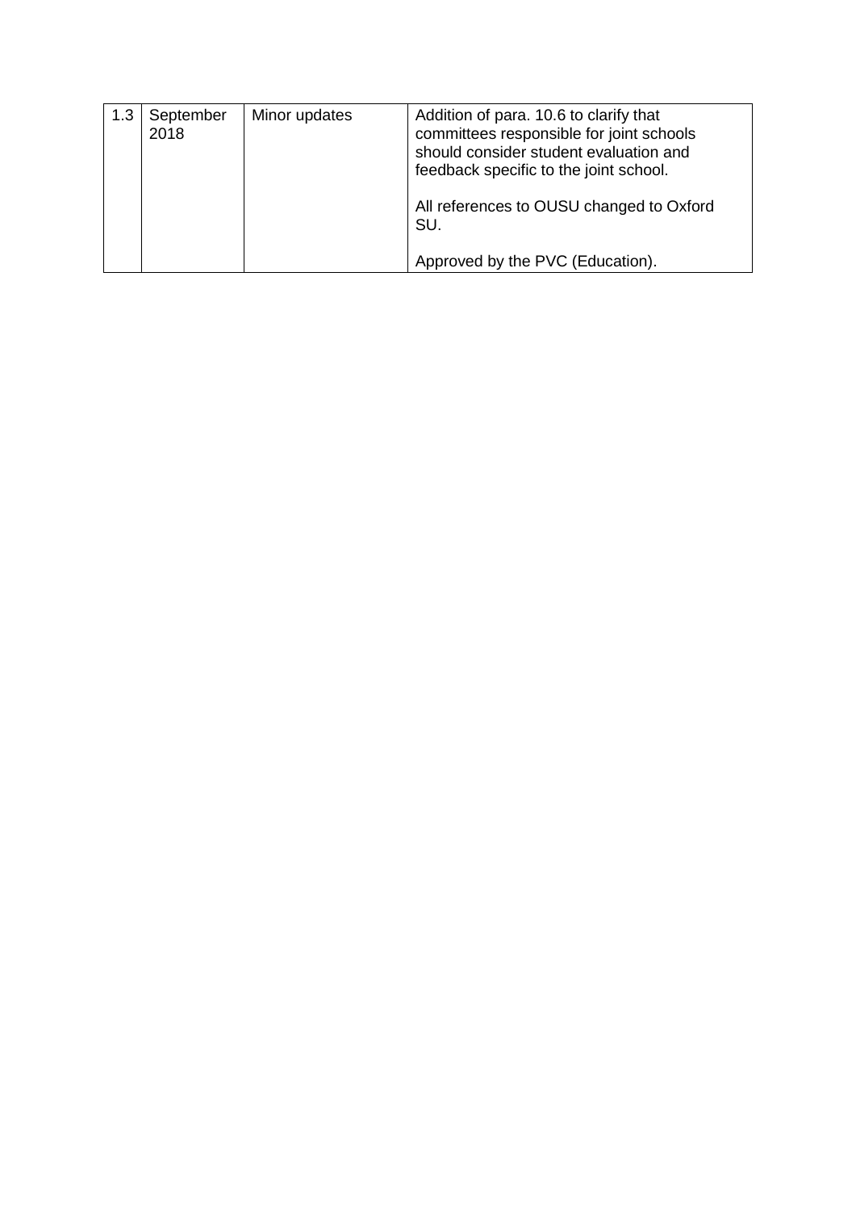| | | | |
|---|---|---|---|
| 1.3 | September 2018 | Minor updates | Addition of para. 10.6 to clarify that committees responsible for joint schools should consider student evaluation and feedback specific to the joint school.<br><br>All references to OUSU changed to Oxford SU.<br><br>Approved by the PVC (Education). |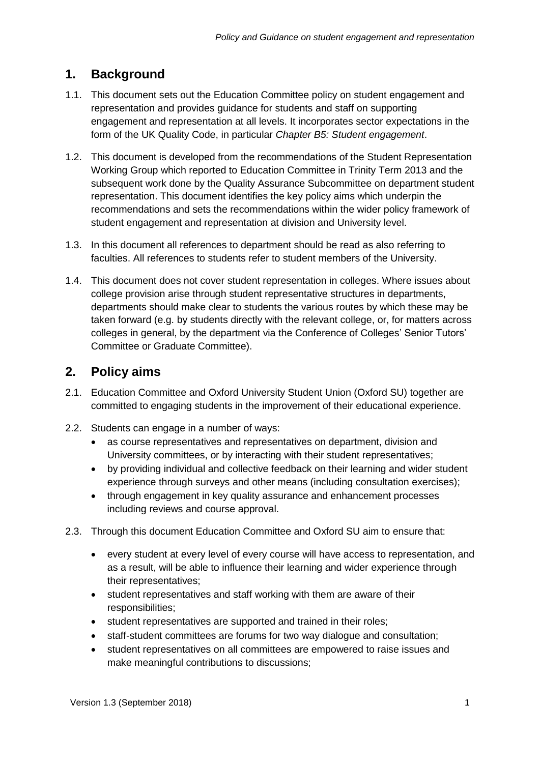## 1. Background

1.1. This document sets out the Education Committee policy on student engagement and representation and provides guidance for students and staff on supporting engagement and representation at all levels. It incorporates sector expectations in the form of the UK Quality Code, in particular *Chapter B5: Student engagement*.

1.2. This document is developed from the recommendations of the Student Representation Working Group which reported to Education Committee in Trinity Term 2013 and the subsequent work done by the Quality Assurance Subcommittee on department student representation. This document identifies the key policy aims which underpin the recommendations and sets the recommendations within the wider policy framework of student engagement and representation at division and University level.

1.3. In this document all references to department should be read as also referring to faculties. All references to students refer to student members of the University.

1.4. This document does not cover student representation in colleges. Where issues about college provision arise through student representative structures in departments, departments should make clear to students the various routes by which these may be taken forward (e.g. by students directly with the relevant college, or, for matters across colleges in general, by the department via the Conference of Colleges' Senior Tutors' Committee or Graduate Committee).

## 2. Policy aims

2.1. Education Committee and Oxford University Student Union (Oxford SU) together are committed to engaging students in the improvement of their educational experience.

2.2. Students can engage in a number of ways:

- as course representatives and representatives on department, division and University committees, or by interacting with their student representatives;
- by providing individual and collective feedback on their learning and wider student experience through surveys and other means (including consultation exercises);
- through engagement in key quality assurance and enhancement processes including reviews and course approval.

2.3. Through this document Education Committee and Oxford SU aim to ensure that:

- every student at every level of every course will have access to representation, and as a result, will be able to influence their learning and wider experience through their representatives;
- student representatives and staff working with them are aware of their responsibilities;
- student representatives are supported and trained in their roles;
- staff-student committees are forums for two way dialogue and consultation;
- student representatives on all committees are empowered to raise issues and make meaningful contributions to discussions;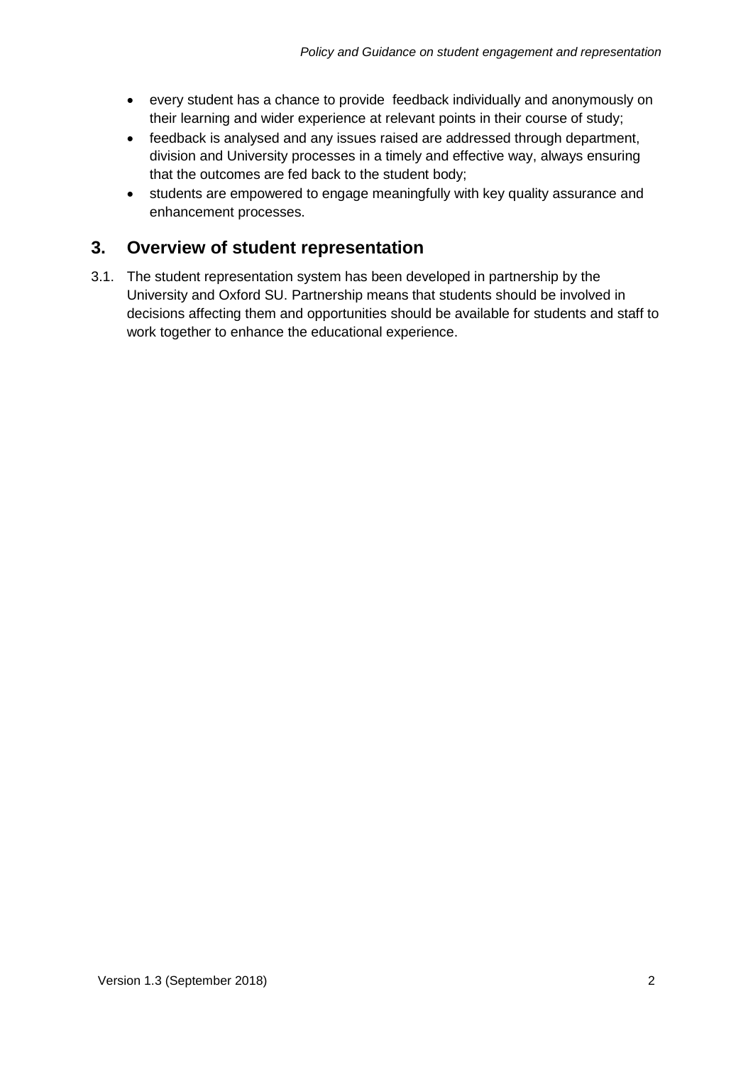- every student has a chance to provide feedback individually and anonymously on their learning and wider experience at relevant points in their course of study;
- feedback is analysed and any issues raised are addressed through department, division and University processes in a timely and effective way, always ensuring that the outcomes are fed back to the student body;
- students are empowered to engage meaningfully with key quality assurance and enhancement processes.

## 3. Overview of student representation

3.1. The student representation system has been developed in partnership by the University and Oxford SU. Partnership means that students should be involved in decisions affecting them and opportunities should be available for students and staff to work together to enhance the educational experience.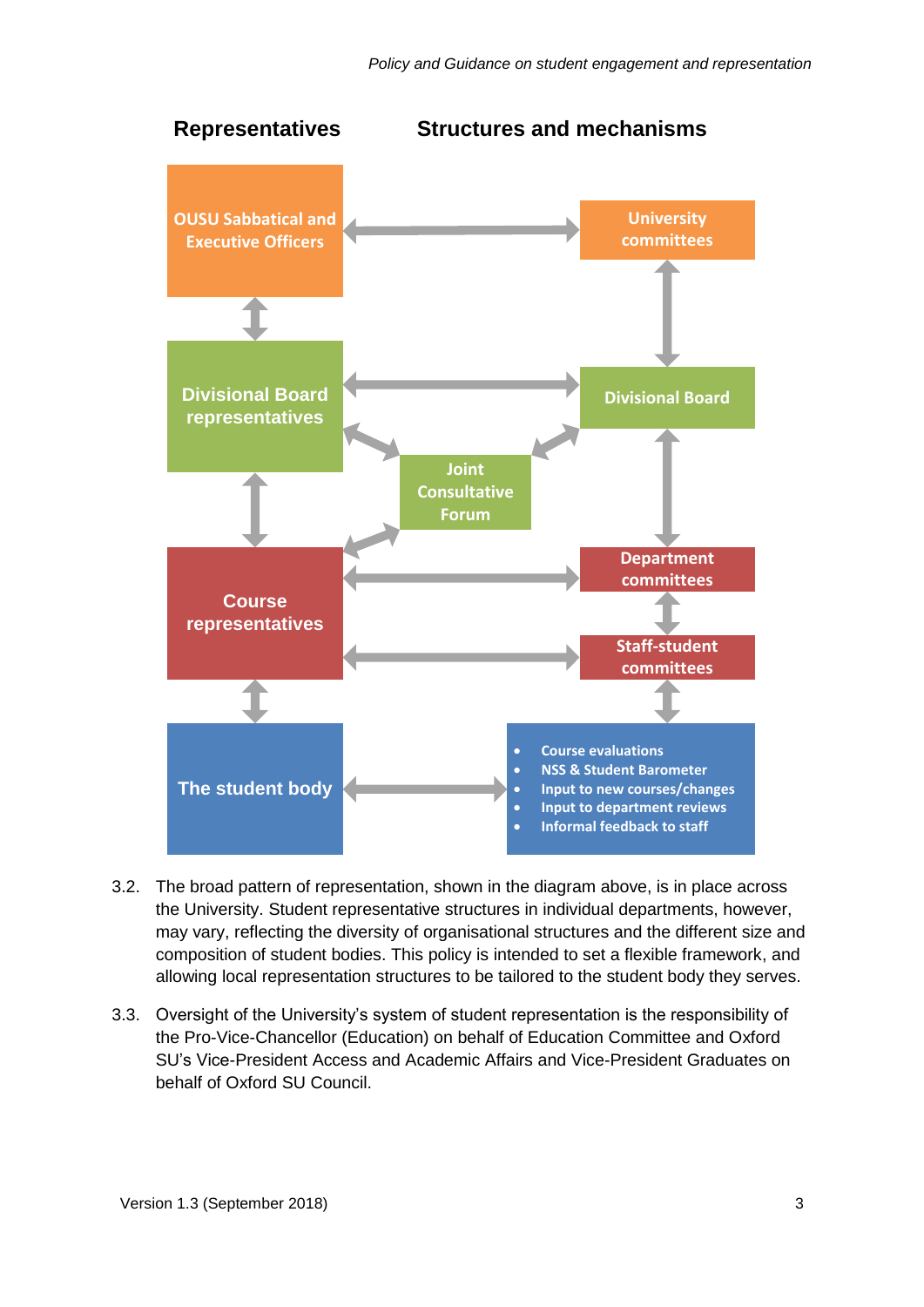**Representatives** | **Structures and mechanisms**

- OUSU Sabbatical and Executive Officers ↔ University committees
- Divisional Board representatives ↔ Divisional Board
- Joint Consultative Forum
- Course representatives ↔ Department committees
- Course representatives ↔ Staff-student committees
- The student body ↔
  - Course evaluations
  - NSS & Student Barometer
  - Input to new courses/changes
  - Input to department reviews
  - Informal feedback to staff

3.2. The broad pattern of representation, shown in the diagram above, is in place across the University. Student representative structures in individual departments, however, may vary, reflecting the diversity of organisational structures and the different size and composition of student bodies. This policy is intended to set a flexible framework, and allowing local representation structures to be tailored to the student body they serves.

3.3. Oversight of the University's system of student representation is the responsibility of the Pro-Vice-Chancellor (Education) on behalf of Education Committee and Oxford SU's Vice-President Access and Academic Affairs and Vice-President Graduates on behalf of Oxford SU Council.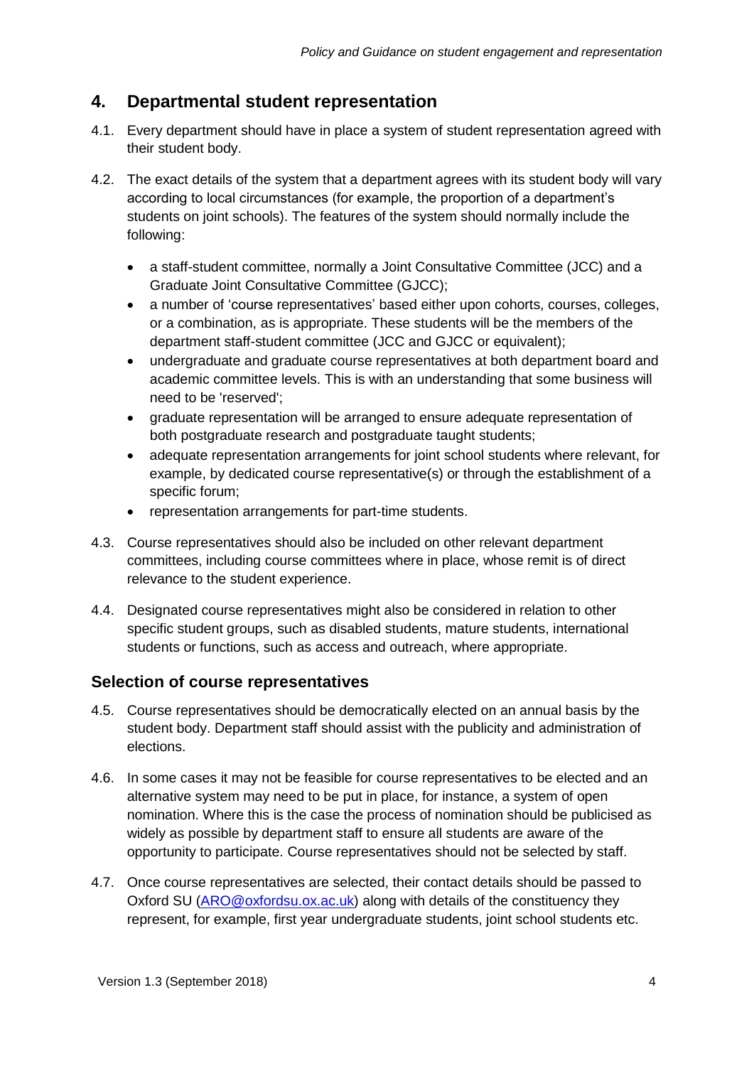## 4. Departmental student representation

4.1. Every department should have in place a system of student representation agreed with their student body.

4.2. The exact details of the system that a department agrees with its student body will vary according to local circumstances (for example, the proportion of a department's students on joint schools). The features of the system should normally include the following:

- a staff-student committee, normally a Joint Consultative Committee (JCC) and a Graduate Joint Consultative Committee (GJCC);
- a number of 'course representatives' based either upon cohorts, courses, colleges, or a combination, as is appropriate. These students will be the members of the department staff-student committee (JCC and GJCC or equivalent);
- undergraduate and graduate course representatives at both department board and academic committee levels. This is with an understanding that some business will need to be 'reserved';
- graduate representation will be arranged to ensure adequate representation of both postgraduate research and postgraduate taught students;
- adequate representation arrangements for joint school students where relevant, for example, by dedicated course representative(s) or through the establishment of a specific forum;
- representation arrangements for part-time students.

4.3. Course representatives should also be included on other relevant department committees, including course committees where in place, whose remit is of direct relevance to the student experience.

4.4. Designated course representatives might also be considered in relation to other specific student groups, such as disabled students, mature students, international students or functions, such as access and outreach, where appropriate.

### Selection of course representatives

4.5. Course representatives should be democratically elected on an annual basis by the student body. Department staff should assist with the publicity and administration of elections.

4.6. In some cases it may not be feasible for course representatives to be elected and an alternative system may need to be put in place, for instance, a system of open nomination. Where this is the case the process of nomination should be publicised as widely as possible by department staff to ensure all students are aware of the opportunity to participate. Course representatives should not be selected by staff.

4.7. Once course representatives are selected, their contact details should be passed to Oxford SU (ARO@oxfordsu.ox.ac.uk) along with details of the constituency they represent, for example, first year undergraduate students, joint school students etc.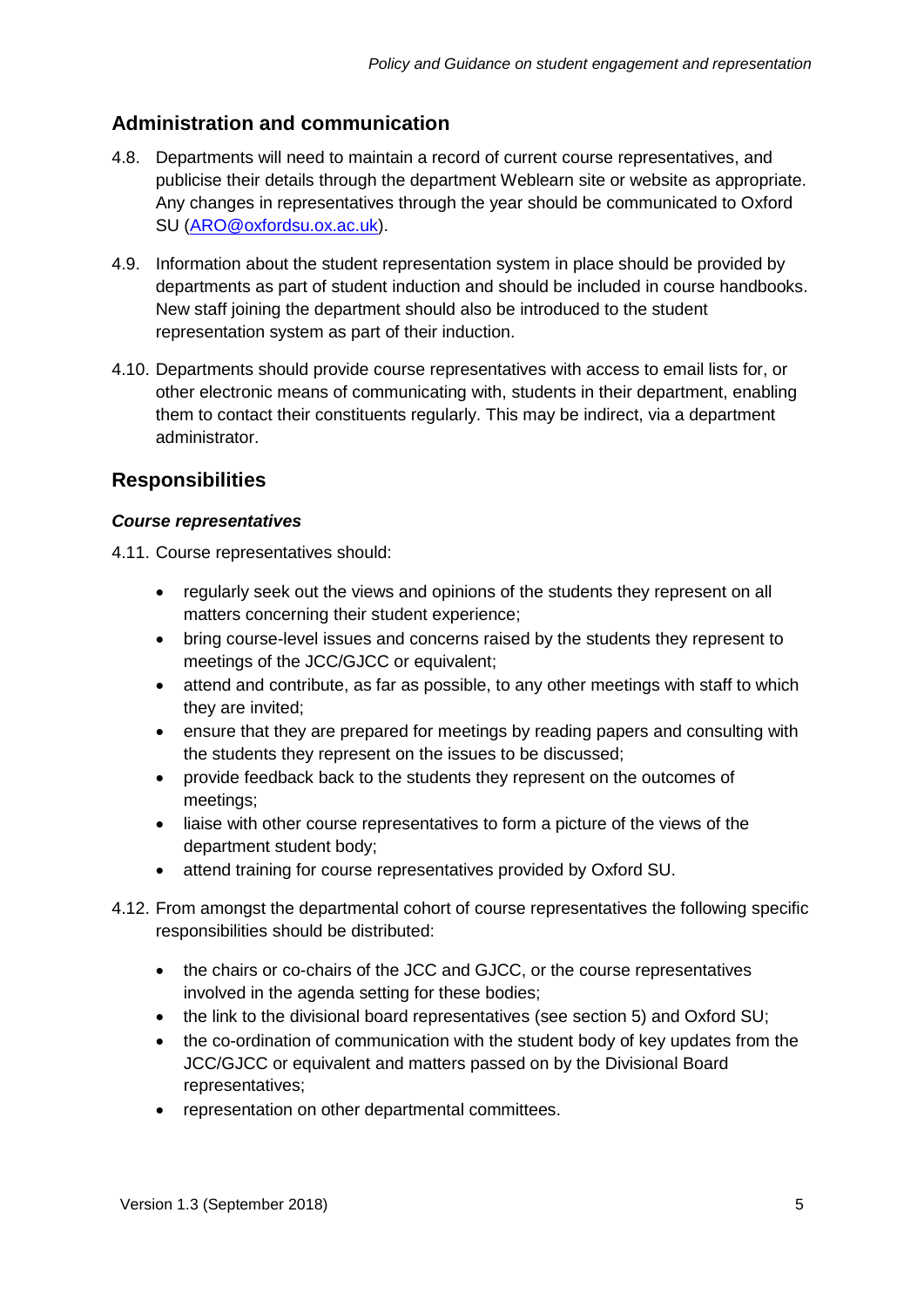## Administration and communication

4.8. Departments will need to maintain a record of current course representatives, and publicise their details through the department Weblearn site or website as appropriate. Any changes in representatives through the year should be communicated to Oxford SU (ARO@oxfordsu.ox.ac.uk).

4.9. Information about the student representation system in place should be provided by departments as part of student induction and should be included in course handbooks. New staff joining the department should also be introduced to the student representation system as part of their induction.

4.10. Departments should provide course representatives with access to email lists for, or other electronic means of communicating with, students in their department, enabling them to contact their constituents regularly. This may be indirect, via a department administrator.

## Responsibilities

### *Course representatives*

4.11. Course representatives should:

- regularly seek out the views and opinions of the students they represent on all matters concerning their student experience;
- bring course-level issues and concerns raised by the students they represent to meetings of the JCC/GJCC or equivalent;
- attend and contribute, as far as possible, to any other meetings with staff to which they are invited;
- ensure that they are prepared for meetings by reading papers and consulting with the students they represent on the issues to be discussed;
- provide feedback back to the students they represent on the outcomes of meetings;
- liaise with other course representatives to form a picture of the views of the department student body;
- attend training for course representatives provided by Oxford SU.

4.12. From amongst the departmental cohort of course representatives the following specific responsibilities should be distributed:

- the chairs or co-chairs of the JCC and GJCC, or the course representatives involved in the agenda setting for these bodies;
- the link to the divisional board representatives (see section 5) and Oxford SU;
- the co-ordination of communication with the student body of key updates from the JCC/GJCC or equivalent and matters passed on by the Divisional Board representatives;
- representation on other departmental committees.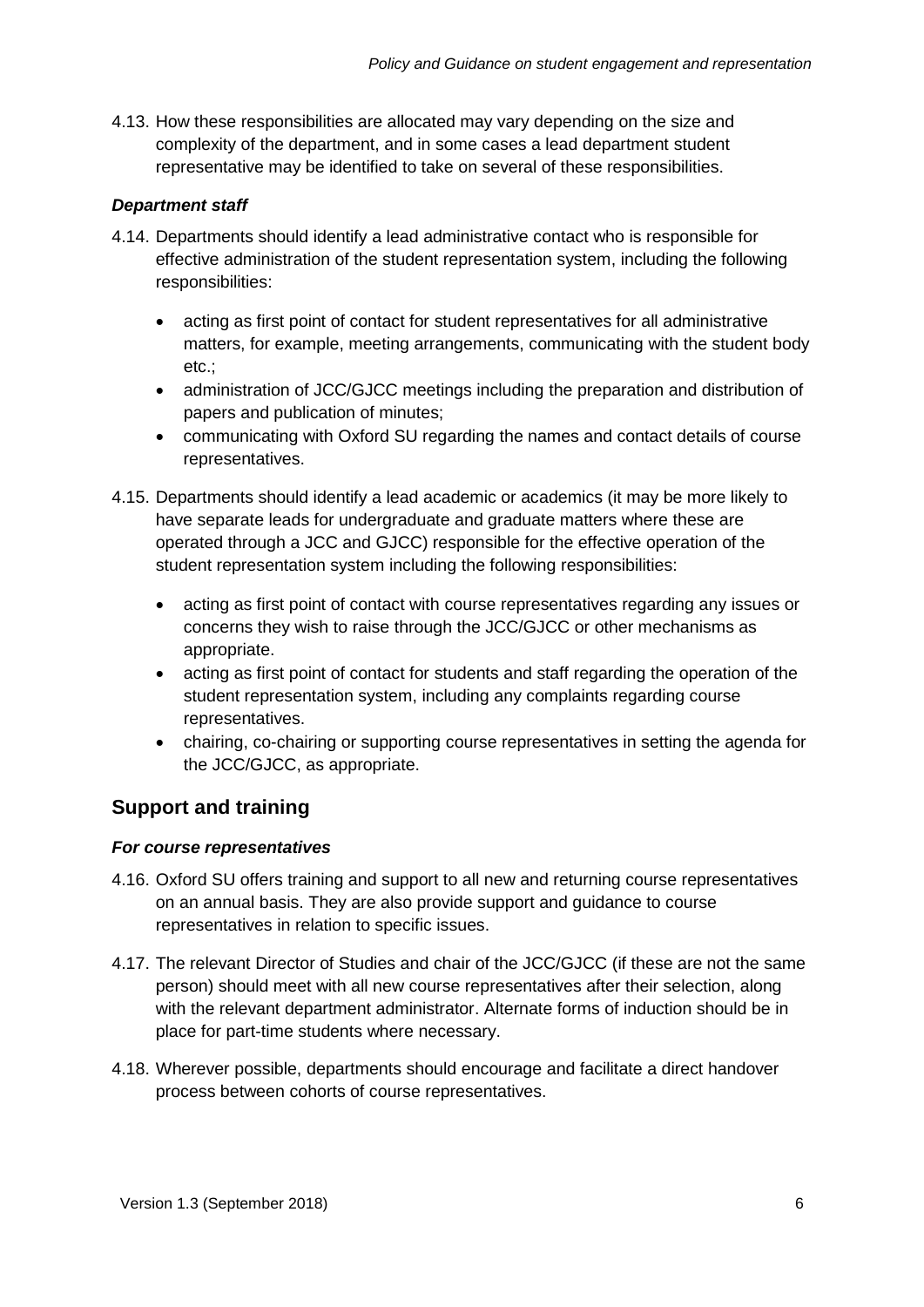4.13. How these responsibilities are allocated may vary depending on the size and complexity of the department, and in some cases a lead department student representative may be identified to take on several of these responsibilities.

### *Department staff*

4.14. Departments should identify a lead administrative contact who is responsible for effective administration of the student representation system, including the following responsibilities:

- acting as first point of contact for student representatives for all administrative matters, for example, meeting arrangements, communicating with the student body etc.;
- administration of JCC/GJCC meetings including the preparation and distribution of papers and publication of minutes;
- communicating with Oxford SU regarding the names and contact details of course representatives.

4.15. Departments should identify a lead academic or academics (it may be more likely to have separate leads for undergraduate and graduate matters where these are operated through a JCC and GJCC) responsible for the effective operation of the student representation system including the following responsibilities:

- acting as first point of contact with course representatives regarding any issues or concerns they wish to raise through the JCC/GJCC or other mechanisms as appropriate.
- acting as first point of contact for students and staff regarding the operation of the student representation system, including any complaints regarding course representatives.
- chairing, co-chairing or supporting course representatives in setting the agenda for the JCC/GJCC, as appropriate.

## Support and training

### *For course representatives*

4.16. Oxford SU offers training and support to all new and returning course representatives on an annual basis. They are also provide support and guidance to course representatives in relation to specific issues.

4.17. The relevant Director of Studies and chair of the JCC/GJCC (if these are not the same person) should meet with all new course representatives after their selection, along with the relevant department administrator. Alternate forms of induction should be in place for part-time students where necessary.

4.18. Wherever possible, departments should encourage and facilitate a direct handover process between cohorts of course representatives.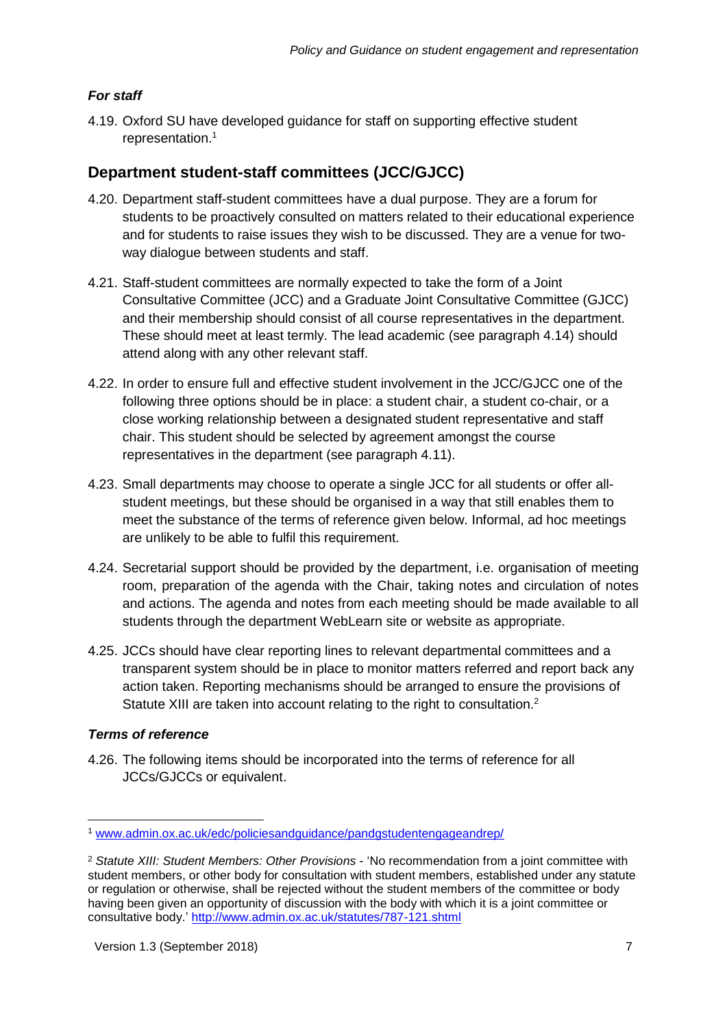### *For staff*

4.19. Oxford SU have developed guidance for staff on supporting effective student representation.[1]

## Department student-staff committees (JCC/GJCC)

4.20. Department staff-student committees have a dual purpose. They are a forum for students to be proactively consulted on matters related to their educational experience and for students to raise issues they wish to be discussed. They are a venue for two-way dialogue between students and staff.

4.21. Staff-student committees are normally expected to take the form of a Joint Consultative Committee (JCC) and a Graduate Joint Consultative Committee (GJCC) and their membership should consist of all course representatives in the department. These should meet at least termly. The lead academic (see paragraph 4.14) should attend along with any other relevant staff.

4.22. In order to ensure full and effective student involvement in the JCC/GJCC one of the following three options should be in place: a student chair, a student co-chair, or a close working relationship between a designated student representative and staff chair. This student should be selected by agreement amongst the course representatives in the department (see paragraph 4.11).

4.23. Small departments may choose to operate a single JCC for all students or offer all-student meetings, but these should be organised in a way that still enables them to meet the substance of the terms of reference given below. Informal, ad hoc meetings are unlikely to be able to fulfil this requirement.

4.24. Secretarial support should be provided by the department, i.e. organisation of meeting room, preparation of the agenda with the Chair, taking notes and circulation of notes and actions. The agenda and notes from each meeting should be made available to all students through the department WebLearn site or website as appropriate.

4.25. JCCs should have clear reporting lines to relevant departmental committees and a transparent system should be in place to monitor matters referred and report back any action taken. Reporting mechanisms should be arranged to ensure the provisions of Statute XIII are taken into account relating to the right to consultation.[2]

### *Terms of reference*

4.26. The following items should be incorporated into the terms of reference for all JCCs/GJCCs or equivalent.

---

[1] www.admin.ox.ac.uk/edc/policiesandguidance/pandgstudentengageandrep/

[2] *Statute XIII: Student Members: Other Provisions* - 'No recommendation from a joint committee with student members, or other body for consultation with student members, established under any statute or regulation or otherwise, shall be rejected without the student members of the committee or body having been given an opportunity of discussion with the body with which it is a joint committee or consultative body.' http://www.admin.ox.ac.uk/statutes/787-121.shtml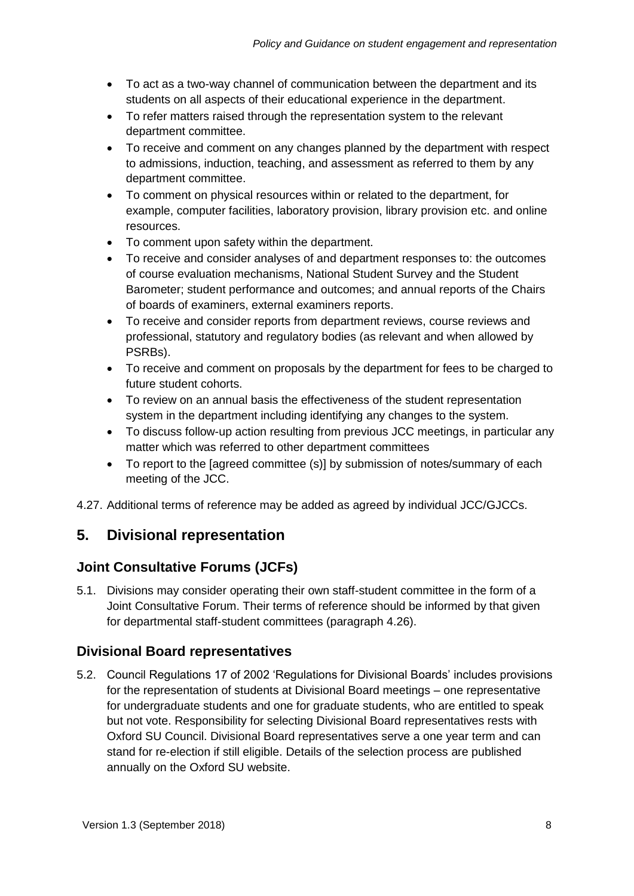- To act as a two-way channel of communication between the department and its students on all aspects of their educational experience in the department.
- To refer matters raised through the representation system to the relevant department committee.
- To receive and comment on any changes planned by the department with respect to admissions, induction, teaching, and assessment as referred to them by any department committee.
- To comment on physical resources within or related to the department, for example, computer facilities, laboratory provision, library provision etc. and online resources.
- To comment upon safety within the department.
- To receive and consider analyses of and department responses to: the outcomes of course evaluation mechanisms, National Student Survey and the Student Barometer; student performance and outcomes; and annual reports of the Chairs of boards of examiners, external examiners reports.
- To receive and consider reports from department reviews, course reviews and professional, statutory and regulatory bodies (as relevant and when allowed by PSRBs).
- To receive and comment on proposals by the department for fees to be charged to future student cohorts.
- To review on an annual basis the effectiveness of the student representation system in the department including identifying any changes to the system.
- To discuss follow-up action resulting from previous JCC meetings, in particular any matter which was referred to other department committees
- To report to the [agreed committee (s)] by submission of notes/summary of each meeting of the JCC.

4.27. Additional terms of reference may be added as agreed by individual JCC/GJCCs.

## 5. Divisional representation

### Joint Consultative Forums (JCFs)

5.1. Divisions may consider operating their own staff-student committee in the form of a Joint Consultative Forum. Their terms of reference should be informed by that given for departmental staff-student committees (paragraph 4.26).

### Divisional Board representatives

5.2. Council Regulations 17 of 2002 'Regulations for Divisional Boards' includes provisions for the representation of students at Divisional Board meetings – one representative for undergraduate students and one for graduate students, who are entitled to speak but not vote. Responsibility for selecting Divisional Board representatives rests with Oxford SU Council. Divisional Board representatives serve a one year term and can stand for re-election if still eligible. Details of the selection process are published annually on the Oxford SU website.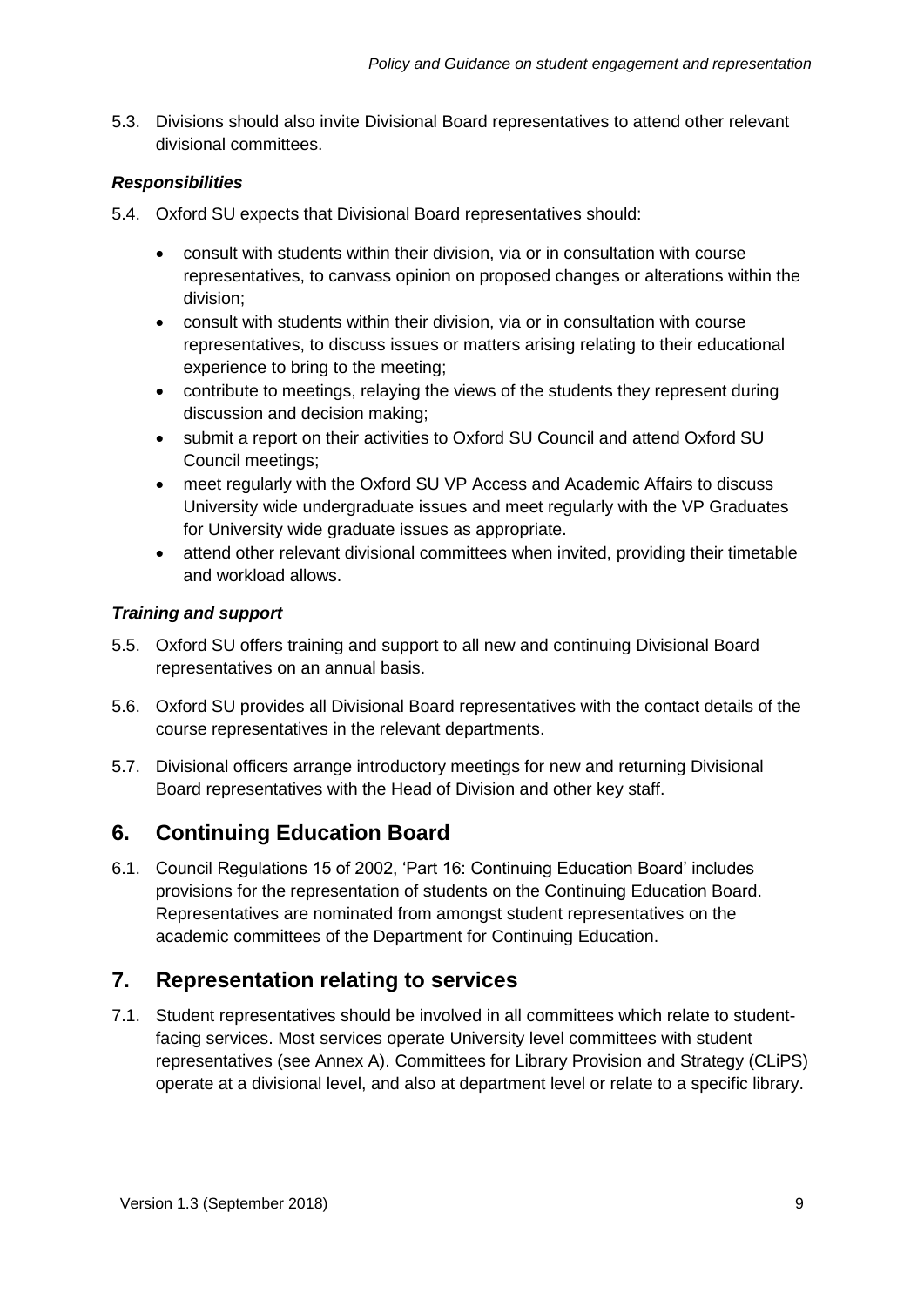5.3. Divisions should also invite Divisional Board representatives to attend other relevant divisional committees.

### *Responsibilities*

5.4. Oxford SU expects that Divisional Board representatives should:

- consult with students within their division, via or in consultation with course representatives, to canvass opinion on proposed changes or alterations within the division;
- consult with students within their division, via or in consultation with course representatives, to discuss issues or matters arising relating to their educational experience to bring to the meeting;
- contribute to meetings, relaying the views of the students they represent during discussion and decision making;
- submit a report on their activities to Oxford SU Council and attend Oxford SU Council meetings;
- meet regularly with the Oxford SU VP Access and Academic Affairs to discuss University wide undergraduate issues and meet regularly with the VP Graduates for University wide graduate issues as appropriate.
- attend other relevant divisional committees when invited, providing their timetable and workload allows.

### *Training and support*

5.5. Oxford SU offers training and support to all new and continuing Divisional Board representatives on an annual basis.

5.6. Oxford SU provides all Divisional Board representatives with the contact details of the course representatives in the relevant departments.

5.7. Divisional officers arrange introductory meetings for new and returning Divisional Board representatives with the Head of Division and other key staff.

## 6. Continuing Education Board

6.1. Council Regulations 15 of 2002, 'Part 16: Continuing Education Board' includes provisions for the representation of students on the Continuing Education Board. Representatives are nominated from amongst student representatives on the academic committees of the Department for Continuing Education.

## 7. Representation relating to services

7.1. Student representatives should be involved in all committees which relate to student-facing services. Most services operate University level committees with student representatives (see Annex A). Committees for Library Provision and Strategy (CLiPS) operate at a divisional level, and also at department level or relate to a specific library.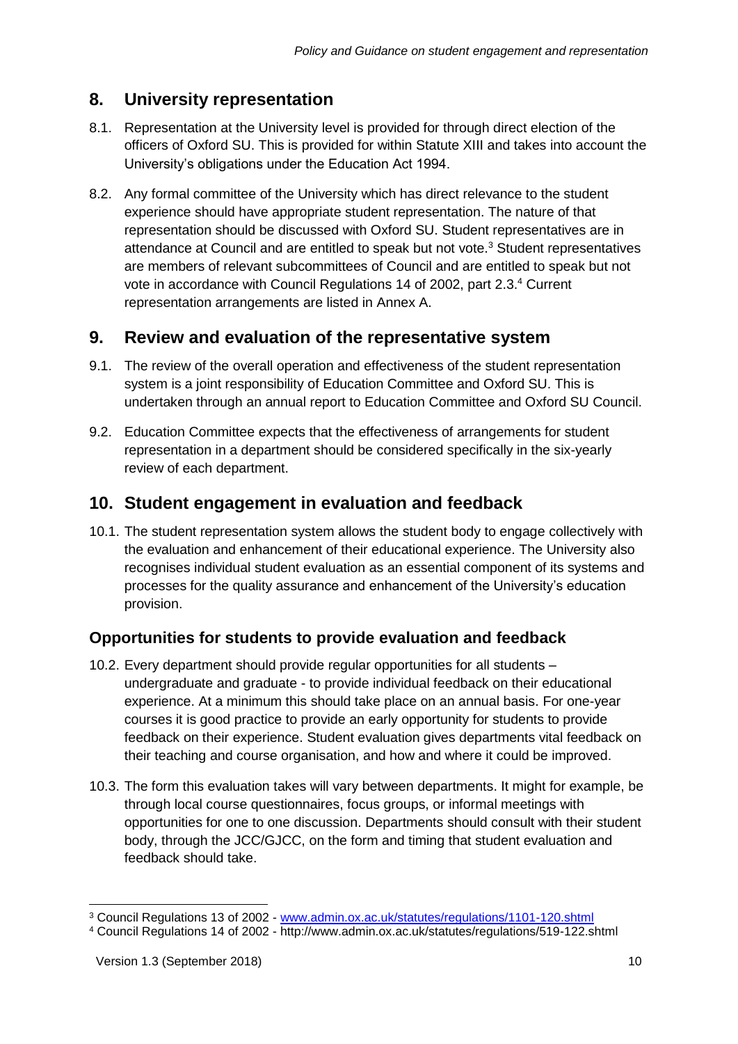## 8. University representation

8.1. Representation at the University level is provided for through direct election of the officers of Oxford SU. This is provided for within Statute XIII and takes into account the University's obligations under the Education Act 1994.

8.2. Any formal committee of the University which has direct relevance to the student experience should have appropriate student representation. The nature of that representation should be discussed with Oxford SU. Student representatives are in attendance at Council and are entitled to speak but not vote.[3] Student representatives are members of relevant subcommittees of Council and are entitled to speak but not vote in accordance with Council Regulations 14 of 2002, part 2.3.[4] Current representation arrangements are listed in Annex A.

## 9. Review and evaluation of the representative system

9.1. The review of the overall operation and effectiveness of the student representation system is a joint responsibility of Education Committee and Oxford SU. This is undertaken through an annual report to Education Committee and Oxford SU Council.

9.2. Education Committee expects that the effectiveness of arrangements for student representation in a department should be considered specifically in the six-yearly review of each department.

## 10. Student engagement in evaluation and feedback

10.1. The student representation system allows the student body to engage collectively with the evaluation and enhancement of their educational experience. The University also recognises individual student evaluation as an essential component of its systems and processes for the quality assurance and enhancement of the University's education provision.

### Opportunities for students to provide evaluation and feedback

10.2. Every department should provide regular opportunities for all students – undergraduate and graduate - to provide individual feedback on their educational experience. At a minimum this should take place on an annual basis. For one-year courses it is good practice to provide an early opportunity for students to provide feedback on their experience. Student evaluation gives departments vital feedback on their teaching and course organisation, and how and where it could be improved.

10.3. The form this evaluation takes will vary between departments. It might for example, be through local course questionnaires, focus groups, or informal meetings with opportunities for one to one discussion. Departments should consult with their student body, through the JCC/GJCC, on the form and timing that student evaluation and feedback should take.

---

[3] Council Regulations 13 of 2002 - www.admin.ox.ac.uk/statutes/regulations/1101-120.shtml

[4] Council Regulations 14 of 2002 - http://www.admin.ox.ac.uk/statutes/regulations/519-122.shtml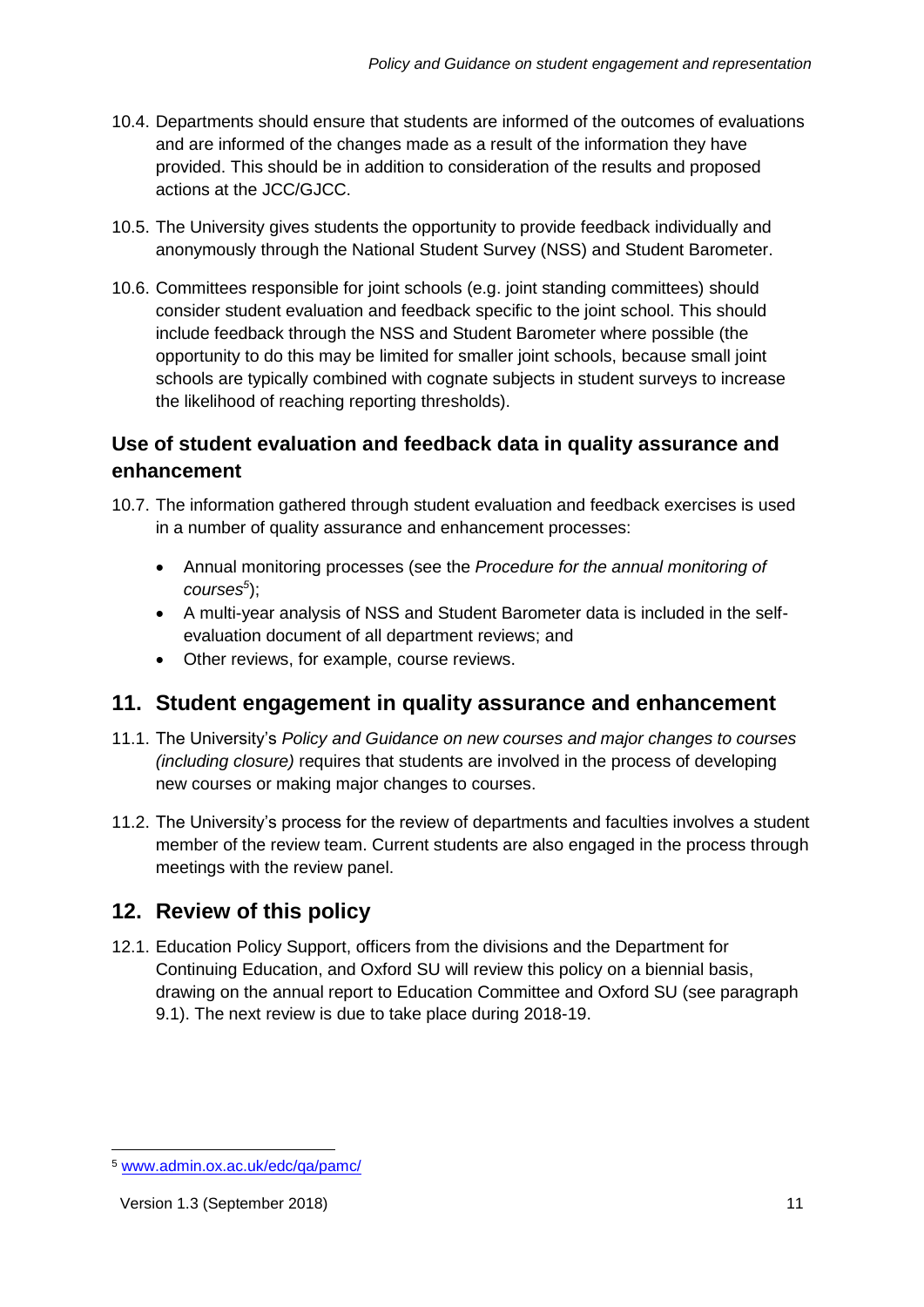10.4. Departments should ensure that students are informed of the outcomes of evaluations and are informed of the changes made as a result of the information they have provided. This should be in addition to consideration of the results and proposed actions at the JCC/GJCC.

10.5. The University gives students the opportunity to provide feedback individually and anonymously through the National Student Survey (NSS) and Student Barometer.

10.6. Committees responsible for joint schools (e.g. joint standing committees) should consider student evaluation and feedback specific to the joint school. This should include feedback through the NSS and Student Barometer where possible (the opportunity to do this may be limited for smaller joint schools, because small joint schools are typically combined with cognate subjects in student surveys to increase the likelihood of reaching reporting thresholds).

### Use of student evaluation and feedback data in quality assurance and enhancement

10.7. The information gathered through student evaluation and feedback exercises is used in a number of quality assurance and enhancement processes:

- Annual monitoring processes (see the *Procedure for the annual monitoring of courses*[5]);
- A multi-year analysis of NSS and Student Barometer data is included in the self-evaluation document of all department reviews; and
- Other reviews, for example, course reviews.

## 11. Student engagement in quality assurance and enhancement

11.1. The University's *Policy and Guidance on new courses and major changes to courses (including closure)* requires that students are involved in the process of developing new courses or making major changes to courses.

11.2. The University's process for the review of departments and faculties involves a student member of the review team. Current students are also engaged in the process through meetings with the review panel.

## 12. Review of this policy

12.1. Education Policy Support, officers from the divisions and the Department for Continuing Education, and Oxford SU will review this policy on a biennial basis, drawing on the annual report to Education Committee and Oxford SU (see paragraph 9.1). The next review is due to take place during 2018-19.

---

[5] www.admin.ox.ac.uk/edc/qa/pamc/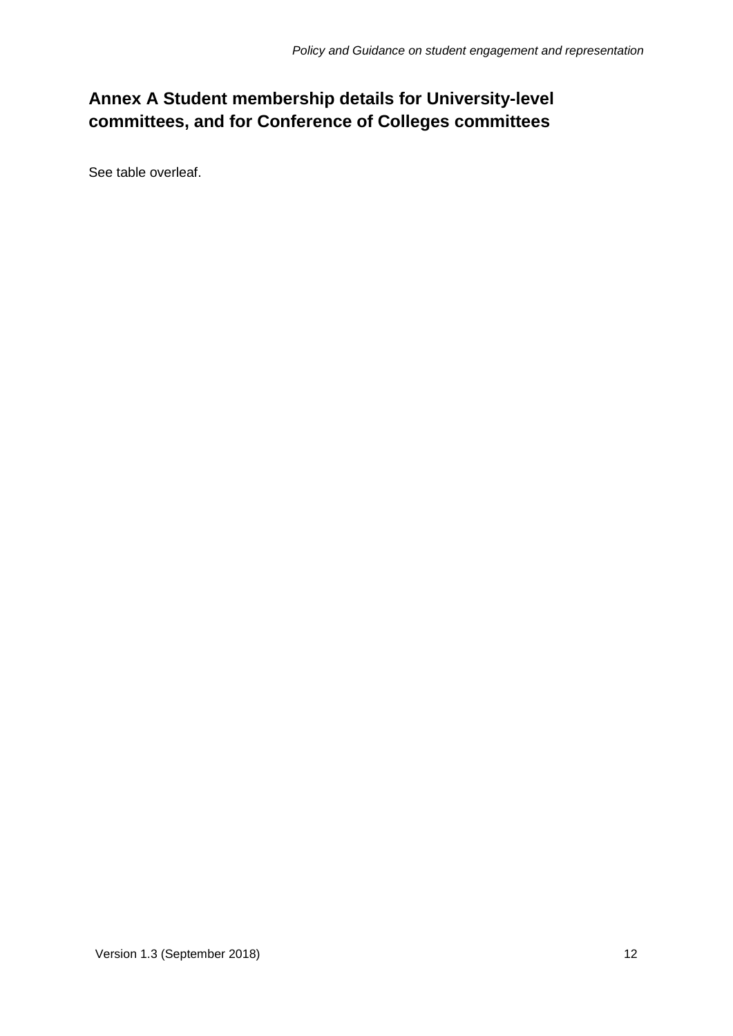# Annex A Student membership details for University-level committees, and for Conference of Colleges committees

See table overleaf.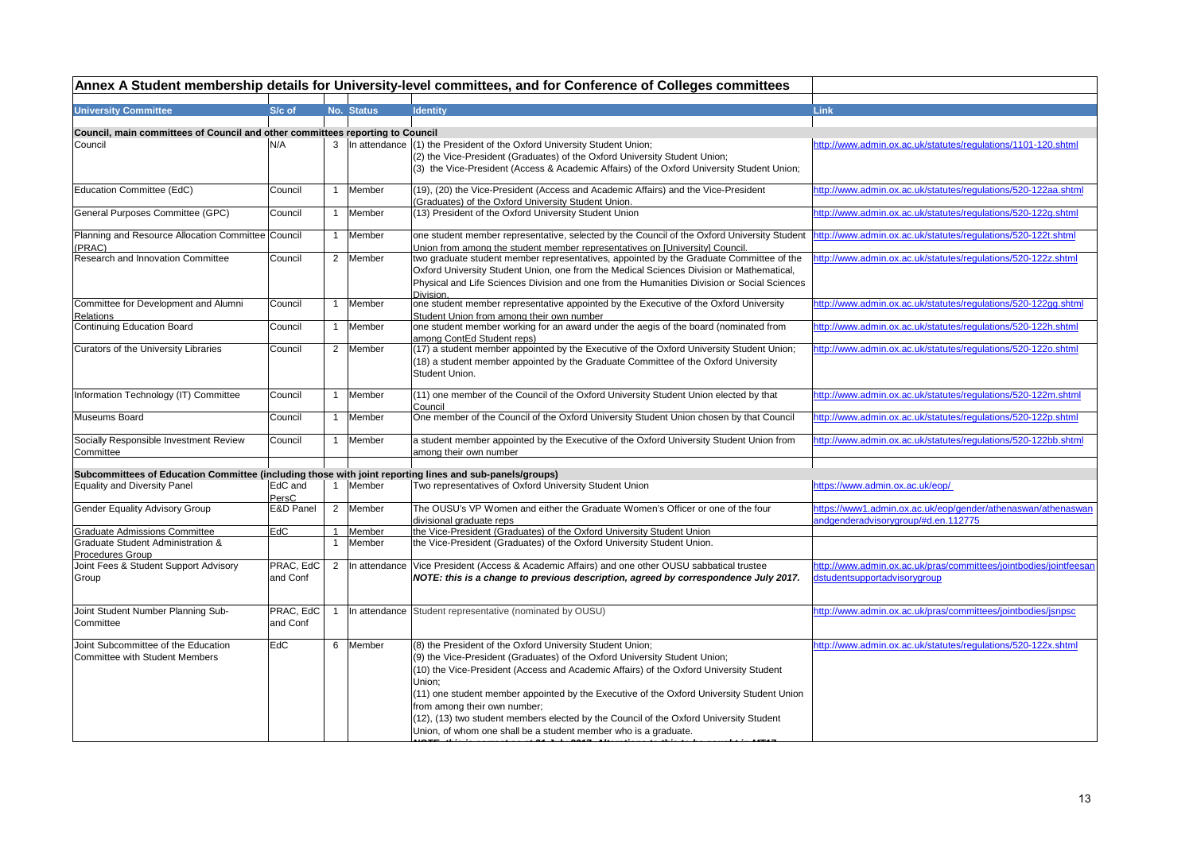## Annex A Student membership details for University-level committees, and for Conference of Colleges committees

| University Committee | S/c of | No. | Status | Identity | Link |
|---|---|---|---|---|---|
| **Council, main committees of Council and other committees reporting to Council** | | | | | |
| Council | N/A | 3 | In attendance | (1) the President of the Oxford University Student Union; (2) the Vice-President (Graduates) of the Oxford University Student Union; (3) the Vice-President (Access & Academic Affairs) of the Oxford University Student Union; | http://www.admin.ox.ac.uk/statutes/regulations/1101-120.shtml |
| Education Committee (EdC) | Council | 1 | Member | (19), (20) the Vice-President (Access and Academic Affairs) and the Vice-President (Graduates) of the Oxford University Student Union. | http://www.admin.ox.ac.uk/statutes/regulations/520-122aa.shtml |
| General Purposes Committee (GPC) | Council | 1 | Member | (13) President of the Oxford University Student Union | http://www.admin.ox.ac.uk/statutes/regulations/520-122g.shtml |
| Planning and Resource Allocation Committee (PRAC) | Council | 1 | Member | one student member representative, selected by the Council of the Oxford University Student Union from among the student member representatives on [University] Council. | http://www.admin.ox.ac.uk/statutes/regulations/520-122t.shtml |
| Research and Innovation Committee | Council | 2 | Member | two graduate student member representatives, appointed by the Graduate Committee of the Oxford University Student Union, one from the Medical Sciences Division or Mathematical, Physical and Life Sciences Division and one from the Humanities Division or Social Sciences Division. | http://www.admin.ox.ac.uk/statutes/regulations/520-122z.shtml |
| Committee for Development and Alumni Relations | Council | 1 | Member | one student member representative appointed by the Executive of the Oxford University Student Union from among their own number | http://www.admin.ox.ac.uk/statutes/regulations/520-122gg.shtml |
| Continuing Education Board | Council | 1 | Member | one student member working for an award under the aegis of the board (nominated from among ContEd Student reps) | http://www.admin.ox.ac.uk/statutes/regulations/520-122h.shtml |
| Curators of the University Libraries | Council | 2 | Member | (17) a student member appointed by the Executive of the Oxford University Student Union; (18) a student member appointed by the Graduate Committee of the Oxford University Student Union. | http://www.admin.ox.ac.uk/statutes/regulations/520-122o.shtml |
| Information Technology (IT) Committee | Council | 1 | Member | (11) one member of the Council of the Oxford University Student Union elected by that Council | http://www.admin.ox.ac.uk/statutes/regulations/520-122m.shtml |
| Museums Board | Council | 1 | Member | One member of the Council of the Oxford University Student Union chosen by that Council | http://www.admin.ox.ac.uk/statutes/regulations/520-122p.shtml |
| Socially Responsible Investment Review Committee | Council | 1 | Member | a student member appointed by the Executive of the Oxford University Student Union from among their own number | http://www.admin.ox.ac.uk/statutes/regulations/520-122bb.shtml |
| **Subcommittees of Education Committee (including those with joint reporting lines and sub-panels/groups)** | | | | | |
| Equality and Diversity Panel | EdC and PersC | 1 | Member | Two representatives of Oxford University Student Union | https://www.admin.ox.ac.uk/eop/ |
| Gender Equality Advisory Group | E&D Panel | 2 | Member | The OUSU's VP Women and either the Graduate Women's Officer or one of the four divisional graduate reps | https://www1.admin.ox.ac.uk/eop/gender/athenaswan/athenaswanandgenderadvisorygroup/#d.en.112775 |
| Graduate Admissions Committee | EdC | 1 | Member | the Vice-President (Graduates) of the Oxford University Student Union | |
| Graduate Student Administration & Procedures Group | | 1 | Member | the Vice-President (Graduates) of the Oxford University Student Union. | |
| Joint Fees & Student Support Advisory Group | PRAC, EdC and Conf | 2 | In attendance | Vice President (Access & Academic Affairs) and one other OUSU sabbatical trustee ***NOTE: this is a change to previous description, agreed by correspondence July 2017.*** | http://www.admin.ox.ac.uk/pras/committees/jointbodies/jointfeesandstudentsupportadvisorygroup |
| Joint Student Number Planning Sub-Committee | PRAC, EdC and Conf | 1 | In attendance | Student representative (nominated by OUSU) | http://www.admin.ox.ac.uk/pras/committees/jointbodies/jsnpsc |
| Joint Subcommittee of the Education Committee with Student Members | EdC | 6 | Member | (8) the President of the Oxford University Student Union; (9) the Vice-President (Graduates) of the Oxford University Student Union; (10) the Vice-President (Access and Academic Affairs) of the Oxford University Student Union; (11) one student member appointed by the Executive of the Oxford University Student Union from among their own number; (12), (13) two student members elected by the Council of the Oxford University Student Union, of whom one shall be a student member who is a graduate. | http://www.admin.ox.ac.uk/statutes/regulations/520-122x.shtml |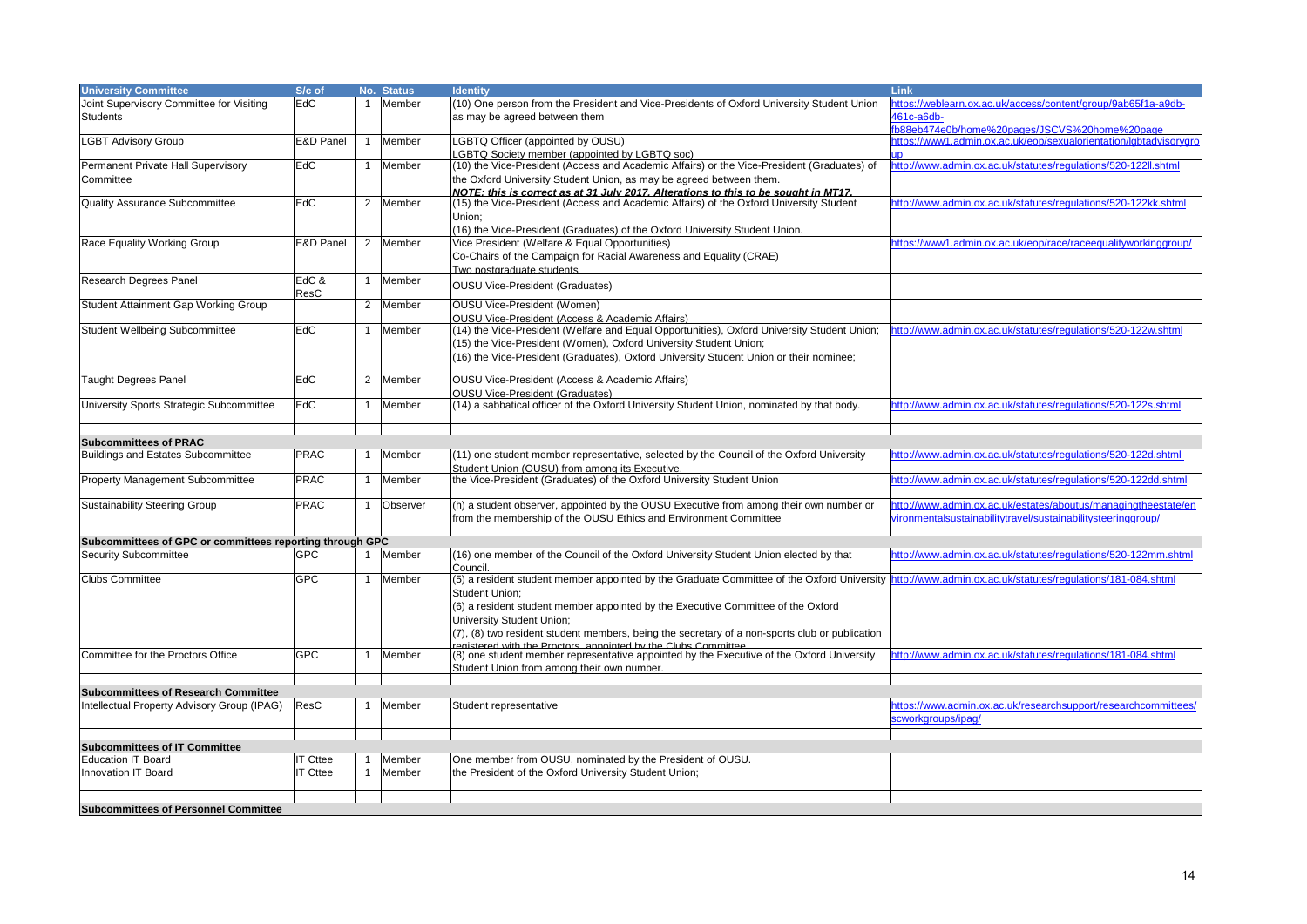| University Committee | S/c of | No. | Status | Identity | Link |
|---|---|---|---|---|---|
| Joint Supervisory Committee for Visiting Students | EdC | 1 | Member | (10) One person from the President and Vice-Presidents of Oxford University Student Union as may be agreed between them | https://weblearn.ox.ac.uk/access/content/group/9ab65f1a-a9db-461c-a6db-fb88eb474e0b/home%20pages/JSCVS%20home%20page |
| LGBT Advisory Group | E&D Panel | 1 | Member | LGBTQ Officer (appointed by OUSU)<br>LGBTQ Society member (appointed by LGBTQ soc) | https://www1.admin.ox.ac.uk/eop/sexualorientation/lgbtadvisorygroup |
| Permanent Private Hall Supervisory Committee | EdC | 1 | Member | (10) the Vice-President (Access and Academic Affairs) or the Vice-President (Graduates) of the Oxford University Student Union, as may be agreed between them.<br>***NOTE: this is correct as at 31 July 2017. Alterations to this to be sought in MT17.*** | http://www.admin.ox.ac.uk/statutes/regulations/520-122ll.shtml |
| Quality Assurance Subcommittee | EdC | 2 | Member | (15) the Vice-President (Access and Academic Affairs) of the Oxford University Student Union;<br>(16) the Vice-President (Graduates) of the Oxford University Student Union. | http://www.admin.ox.ac.uk/statutes/regulations/520-122kk.shtml |
| Race Equality Working Group | E&D Panel | 2 | Member | Vice President (Welfare & Equal Opportunities)<br>Co-Chairs of the Campaign for Racial Awareness and Equality (CRAE)<br>Two postgraduate students | https://www1.admin.ox.ac.uk/eop/race/raceequalityworkinggroup/ |
| Research Degrees Panel | EdC & ResC | 1 | Member | OUSU Vice-President (Graduates) | |
| Student Attainment Gap Working Group | | 2 | Member | OUSU Vice-President (Women)<br>OUSU Vice-President (Access & Academic Affairs) | |
| Student Wellbeing Subcommittee | EdC | 1 | Member | (14) the Vice-President (Welfare and Equal Opportunities), Oxford University Student Union;<br>(15) the Vice-President (Women), Oxford University Student Union;<br>(16) the Vice-President (Graduates), Oxford University Student Union or their nominee; | http://www.admin.ox.ac.uk/statutes/regulations/520-122w.shtml |
| Taught Degrees Panel | EdC | 2 | Member | OUSU Vice-President (Access & Academic Affairs)<br>OUSU Vice-President (Graduates) | |
| University Sports Strategic Subcommittee | EdC | 1 | Member | (14) a sabbatical officer of the Oxford University Student Union, nominated by that body. | http://www.admin.ox.ac.uk/statutes/regulations/520-122s.shtml |
| | | | | | |
| **Subcommittees of PRAC** | | | | | |
| Buildings and Estates Subcommittee | PRAC | 1 | Member | (11) one student member representative, selected by the Council of the Oxford University Student Union (OUSU) from among its Executive. | http://www.admin.ox.ac.uk/statutes/regulations/520-122d.shtml |
| Property Management Subcommittee | PRAC | 1 | Member | the Vice-President (Graduates) of the Oxford University Student Union | http://www.admin.ox.ac.uk/statutes/regulations/520-122dd.shtml |
| Sustainability Steering Group | PRAC | 1 | Observer | (h) a student observer, appointed by the OUSU Executive from among their own number or from the membership of the OUSU Ethics and Environment Committee | http://www.admin.ox.ac.uk/estates/aboutus/managingtheestate/environmentalsustainabilitytravel/sustainabilitysteeringgroup/ |
| | | | | | |
| **Subcommittees of GPC or committees reporting through GPC** | | | | | |
| Security Subcommittee | GPC | 1 | Member | (16) one member of the Council of the Oxford University Student Union elected by that Council. | http://www.admin.ox.ac.uk/statutes/regulations/520-122mm.shtml |
| Clubs Committee | GPC | 1 | Member | (5) a resident student member appointed by the Graduate Committee of the Oxford University Student Union;<br>(6) a resident student member appointed by the Executive Committee of the Oxford University Student Union;<br>(7), (8) two resident student members, being the secretary of a non-sports club or publication registered with the Proctors, appointed by the Clubs Committee | http://www.admin.ox.ac.uk/statutes/regulations/181-084.shtml |
| Committee for the Proctors Office | GPC | 1 | Member | (8) one student member representative appointed by the Executive of the Oxford University Student Union from among their own number. | http://www.admin.ox.ac.uk/statutes/regulations/181-084.shtml |
| | | | | | |
| **Subcommittees of Research Committee** | | | | | |
| Intellectual Property Advisory Group (IPAG) | ResC | 1 | Member | Student representative | https://www.admin.ox.ac.uk/researchsupport/researchcommittees/scworkgroups/ipag/ |
| | | | | | |
| **Subcommittees of IT Committee** | | | | | |
| Education IT Board | IT Cttee | 1 | Member | One member from OUSU, nominated by the President of OUSU. | |
| Innovation IT Board | IT Cttee | 1 | Member | the President of the Oxford University Student Union; | |
| | | | | | |
| **Subcommittees of Personnel Committee** | | | | | |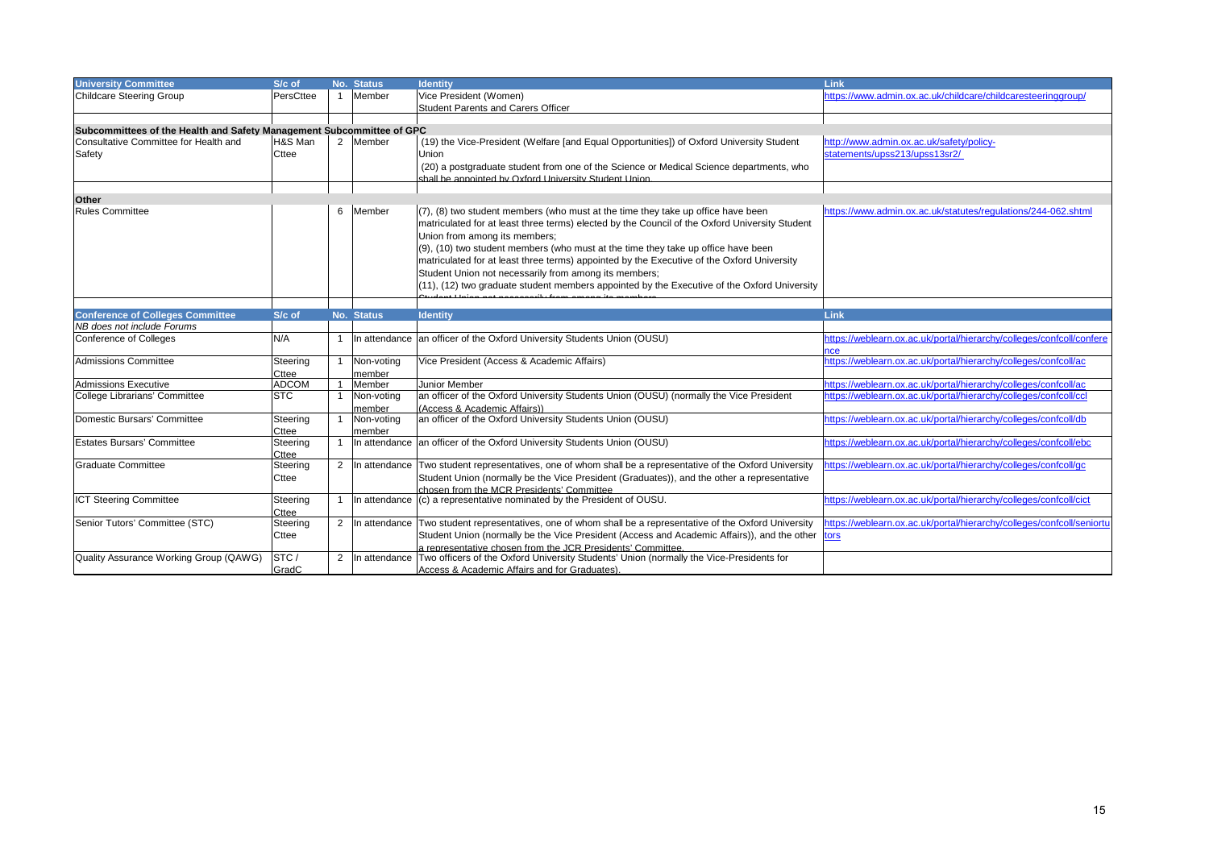| University Committee | S/c of | No. | Status | Identity | Link |
|---|---|---|---|---|---|
| Childcare Steering Group | PersCttee | 1 | Member | Vice President (Women)<br>Student Parents and Carers Officer | https://www.admin.ox.ac.uk/childcare/childcaresteeringgroup/ |
| | | | | | |
| **Subcommittees of the Health and Safety Management Subcommittee of GPC** | | | | | |
| Consultative Committee for Health and Safety | H&S Man Cttee | 2 | Member | (19) the Vice-President (Welfare [and Equal Opportunities]) of Oxford University Student Union<br>(20) a postgraduate student from one of the Science or Medical Science departments, who shall be appointed by Oxford University Student Union. | http://www.admin.ox.ac.uk/safety/policy-statements/upss213/upss13sr2/ |
| | | | | | |
| **Other** | | | | | |
| Rules Committee | | 6 | Member | (7), (8) two student members (who must at the time they take up office have been matriculated for at least three terms) elected by the Council of the Oxford University Student Union from among its members;<br>(9), (10) two student members (who must at the time they take up office have been matriculated for at least three terms) appointed by the Executive of the Oxford University Student Union not necessarily from among its members;<br>(11), (12) two graduate student members appointed by the Executive of the Oxford University Student Union not necessarily from among its members | https://www.admin.ox.ac.uk/statutes/regulations/244-062.shtml |

| Conference of Colleges Committee | S/c of | No. | Status | Identity | Link |
|---|---|---|---|---|---|
| *NB does not include Forums* | | | | | |
| Conference of Colleges | N/A | 1 | In attendance | an officer of the Oxford University Students Union (OUSU) | https://weblearn.ox.ac.uk/portal/hierarchy/colleges/confcoll/conference |
| Admissions Committee | Steering Cttee | 1 | Non-voting member | Vice President (Access & Academic Affairs) | https://weblearn.ox.ac.uk/portal/hierarchy/colleges/confcoll/ac |
| Admissions Executive | ADCOM | 1 | Member | Junior Member | https://weblearn.ox.ac.uk/portal/hierarchy/colleges/confcoll/ac |
| College Librarians' Committee | STC | 1 | Non-voting member | an officer of the Oxford University Students Union (OUSU) (normally the Vice President (Access & Academic Affairs)) | https://weblearn.ox.ac.uk/portal/hierarchy/colleges/confcoll/ccl |
| Domestic Bursars' Committee | Steering Cttee | 1 | Non-voting member | an officer of the Oxford University Students Union (OUSU) | https://weblearn.ox.ac.uk/portal/hierarchy/colleges/confcoll/db |
| Estates Bursars' Committee | Steering Cttee | 1 | In attendance | an officer of the Oxford University Students Union (OUSU) | https://weblearn.ox.ac.uk/portal/hierarchy/colleges/confcoll/ebc |
| Graduate Committee | Steering Cttee | 2 | In attendance | Two student representatives, one of whom shall be a representative of the Oxford University Student Union (normally be the Vice President (Graduates)), and the other a representative chosen from the MCR Presidents' Committee | https://weblearn.ox.ac.uk/portal/hierarchy/colleges/confcoll/gc |
| ICT Steering Committee | Steering Cttee | 1 | In attendance | (c) a representative nominated by the President of OUSU. | https://weblearn.ox.ac.uk/portal/hierarchy/colleges/confcoll/cict |
| Senior Tutors' Committee (STC) | Steering Cttee | 2 | In attendance | Two student representatives, one of whom shall be a representative of the Oxford University Student Union (normally be the Vice President (Access and Academic Affairs)), and the other a representative chosen from the JCR Presidents' Committee. | https://weblearn.ox.ac.uk/portal/hierarchy/colleges/confcoll/seniortutors |
| Quality Assurance Working Group (QAWG) | STC / GradC | 2 | In attendance | Two officers of the Oxford University Students' Union (normally the Vice-Presidents for Access & Academic Affairs and for Graduates). | |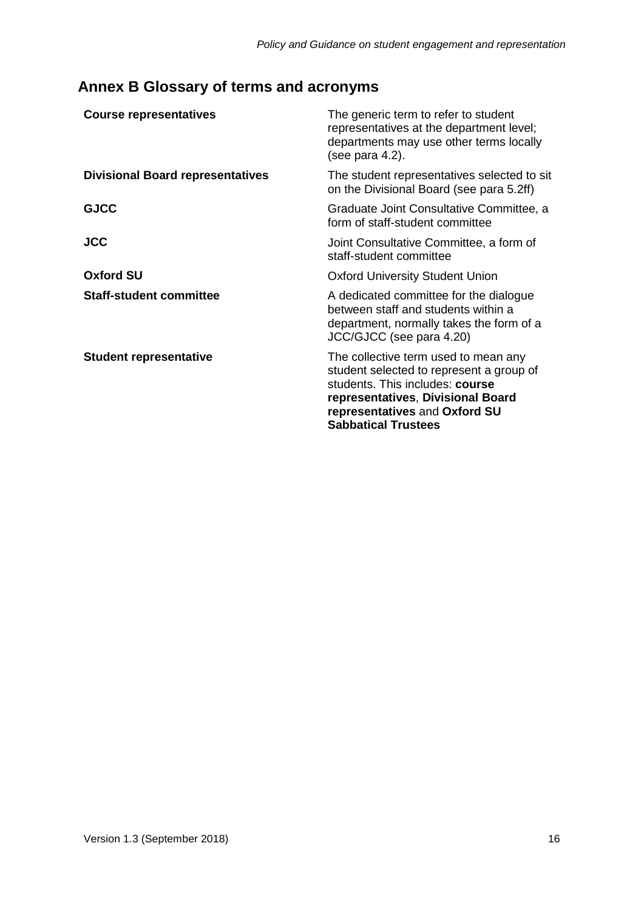## Annex B Glossary of terms and acronyms

| | |
|---|---|
| **Course representatives** | The generic term to refer to student representatives at the department level; departments may use other terms locally (see para 4.2). |
| **Divisional Board representatives** | The student representatives selected to sit on the Divisional Board (see para 5.2ff) |
| **GJCC** | Graduate Joint Consultative Committee, a form of staff-student committee |
| **JCC** | Joint Consultative Committee, a form of staff-student committee |
| **Oxford SU** | Oxford University Student Union |
| **Staff-student committee** | A dedicated committee for the dialogue between staff and students within a department, normally takes the form of a JCC/GJCC (see para 4.20) |
| **Student representative** | The collective term used to mean any student selected to represent a group of students. This includes: **course representatives**, **Divisional Board representatives** and **Oxford SU Sabbatical Trustees** |